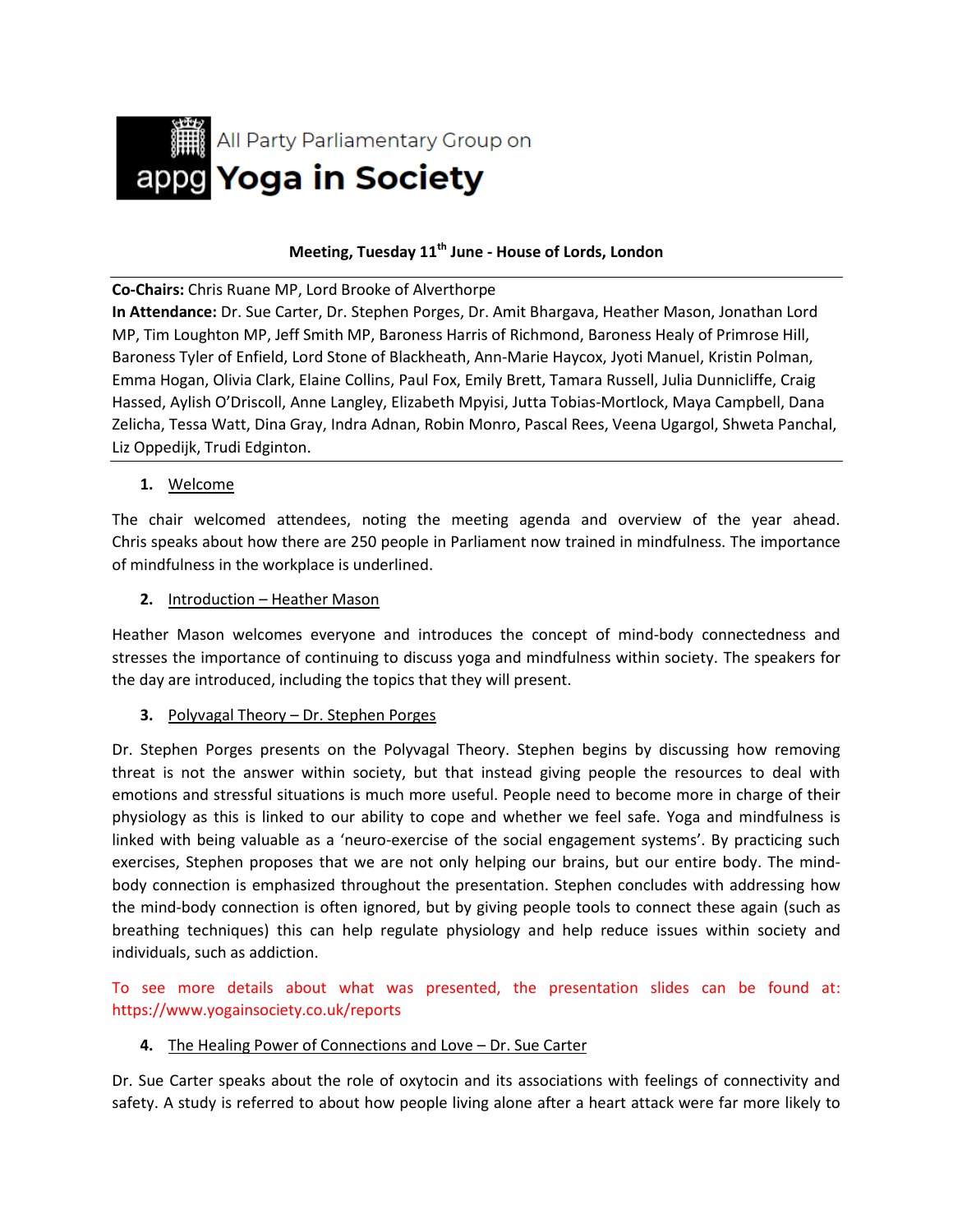All Party Parliamentary Group on

# Yoga in Society

**Meeting, Tuesday 11th June - House of Lords, London**

---

**Co-Chairs:** Chris Ruane MP, Lord Brooke of Alverthorpe
**In Attendance:** Dr. Sue Carter, Dr. Stephen Porges, Dr. Amit Bhargava, Heather Mason, Jonathan Lord MP, Tim Loughton MP, Jeff Smith MP, Baroness Harris of Richmond, Baroness Healy of Primrose Hill, Baroness Tyler of Enfield, Lord Stone of Blackheath, Ann-Marie Haycox, Jyoti Manuel, Kristin Polman, Emma Hogan, Olivia Clark, Elaine Collins, Paul Fox, Emily Brett, Tamara Russell, Julia Dunnicliffe, Craig Hassed, Aylish O'Driscoll, Anne Langley, Elizabeth Mpyisi, Jutta Tobias-Mortlock, Maya Campbell, Dana Zelicha, Tessa Watt, Dina Gray, Indra Adnan, Robin Monro, Pascal Rees, Veena Ugargol, Shweta Panchal, Liz Oppedijk, Trudi Edginton.

---

1. Welcome

The chair welcomed attendees, noting the meeting agenda and overview of the year ahead. Chris speaks about how there are 250 people in Parliament now trained in mindfulness. The importance of mindfulness in the workplace is underlined.

2. Introduction – Heather Mason

Heather Mason welcomes everyone and introduces the concept of mind-body connectedness and stresses the importance of continuing to discuss yoga and mindfulness within society. The speakers for the day are introduced, including the topics that they will present.

3. Polyvagal Theory – Dr. Stephen Porges

Dr. Stephen Porges presents on the Polyvagal Theory. Stephen begins by discussing how removing threat is not the answer within society, but that instead giving people the resources to deal with emotions and stressful situations is much more useful. People need to become more in charge of their physiology as this is linked to our ability to cope and whether we feel safe. Yoga and mindfulness is linked with being valuable as a 'neuro-exercise of the social engagement systems'. By practicing such exercises, Stephen proposes that we are not only helping our brains, but our entire body. The mind-body connection is emphasized throughout the presentation. Stephen concludes with addressing how the mind-body connection is often ignored, but by giving people tools to connect these again (such as breathing techniques) this can help regulate physiology and help reduce issues within society and individuals, such as addiction.

To see more details about what was presented, the presentation slides can be found at: https://www.yogainsociety.co.uk/reports

4. The Healing Power of Connections and Love – Dr. Sue Carter

Dr. Sue Carter speaks about the role of oxytocin and its associations with feelings of connectivity and safety. A study is referred to about how people living alone after a heart attack were far more likely to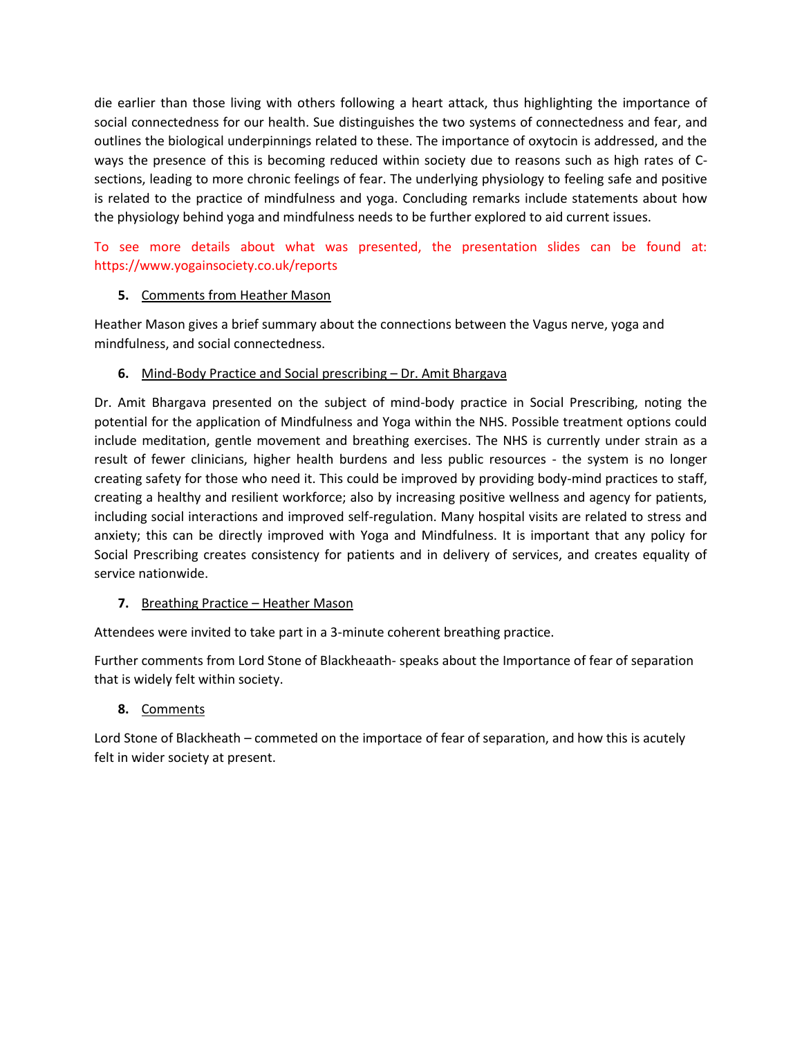die earlier than those living with others following a heart attack, thus highlighting the importance of social connectedness for our health. Sue distinguishes the two systems of connectedness and fear, and outlines the biological underpinnings related to these. The importance of oxytocin is addressed, and the ways the presence of this is becoming reduced within society due to reasons such as high rates of C-sections, leading to more chronic feelings of fear. The underlying physiology to feeling safe and positive is related to the practice of mindfulness and yoga. Concluding remarks include statements about how the physiology behind yoga and mindfulness needs to be further explored to aid current issues.

To see more details about what was presented, the presentation slides can be found at: https://www.yogainsociety.co.uk/reports

5. Comments from Heather Mason

Heather Mason gives a brief summary about the connections between the Vagus nerve, yoga and mindfulness, and social connectedness.

6. Mind-Body Practice and Social prescribing – Dr. Amit Bhargava

Dr. Amit Bhargava presented on the subject of mind-body practice in Social Prescribing, noting the potential for the application of Mindfulness and Yoga within the NHS. Possible treatment options could include meditation, gentle movement and breathing exercises. The NHS is currently under strain as a result of fewer clinicians, higher health burdens and less public resources - the system is no longer creating safety for those who need it. This could be improved by providing body-mind practices to staff, creating a healthy and resilient workforce; also by increasing positive wellness and agency for patients, including social interactions and improved self-regulation. Many hospital visits are related to stress and anxiety; this can be directly improved with Yoga and Mindfulness. It is important that any policy for Social Prescribing creates consistency for patients and in delivery of services, and creates equality of service nationwide.

7. Breathing Practice – Heather Mason

Attendees were invited to take part in a 3-minute coherent breathing practice.

Further comments from Lord Stone of Blackheaath- speaks about the Importance of fear of separation that is widely felt within society.

8. Comments

Lord Stone of Blackheath – commeted on the importace of fear of separation, and how this is acutely felt in wider society at present.